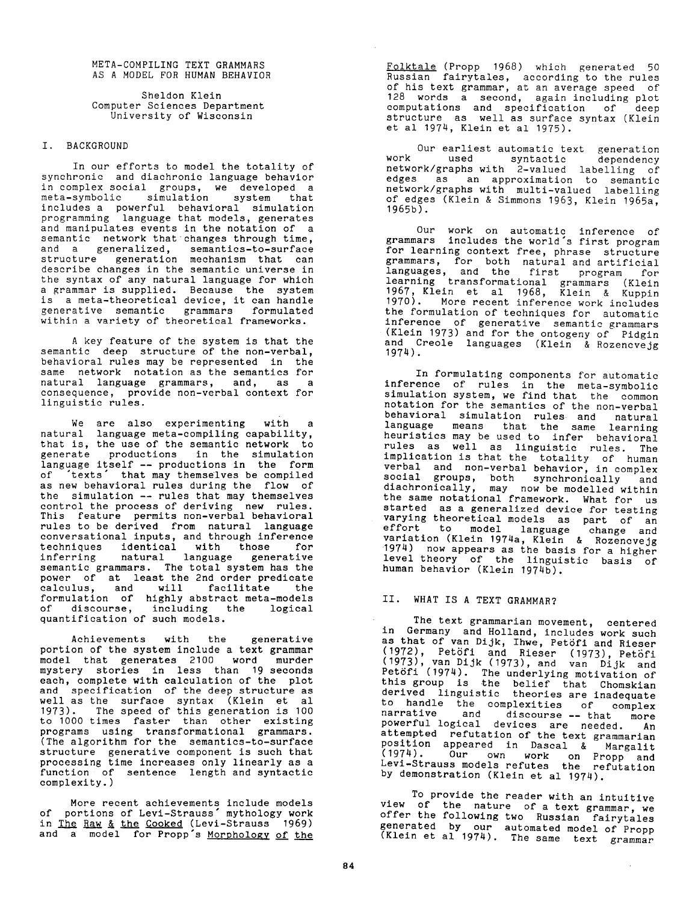# META-COMPILING TEXT GRAMMARS AS A MODEL FOR HUMAN BEHAVIOR

Sheldon Klein
Computer Sciences Department
University of Wisconsin

## I. BACKGROUND

In our efforts to model the totality of synchronic and diachronic language behavior in complex social groups, we developed a meta-symbolic simulation system that includes a powerful behavioral simulation programming language that models, generates and manipulates events in the notation of a semantic network that changes through time, and a generalized, semantics-to-surface structure generation mechanism that can describe changes in the semantic universe in the syntax of any natural language for which a grammar is supplied. Because the system is a meta-theoretical device, it can handle generative semantic grammars formulated within a variety of theoretical frameworks.

A key feature of the system is that the semantic deep structure of the non-verbal, behavioral rules may be represented in the same network notation as the semantics for natural language grammars, and, as a consequence, provide non-verbal context for linguistic rules.

We are also experimenting with a natural language meta-compiling capability, that is, the use of the semantic network to generate productions in the simulation language itself -- productions in the form of 'texts' that may themselves be compiled as new behavioral rules during the flow of the simulation -- rules that may themselves control the process of deriving new rules. This feature permits non-verbal behavioral rules to be derived from natural language conversational inputs, and through inference techniques identical with those for inferring natural language generative semantic grammars. The total system has the power of at least the 2nd order predicate calculus, and will facilitate the formulation of highly abstract meta-models of discourse, including the logical quantification of such models.

Achievements with the generative portion of the system include a text grammar model that generates 2100 word murder mystery stories in less than 19 seconds each, complete with calculation of the plot and specification of the deep structure as well as the surface syntax (Klein et al 1973). The speed of this generation is 100 to 1000 times faster than other existing programs using transformational grammars. (The algorithm for the semantics-to-surface structure generative component is such that processing time increases only linearly as a function of sentence length and syntactic complexity.)

More recent achievements include models of portions of Levi-Strauss' mythology work in _The Raw & the Cooked_ (Levi-Strauss 1969) and a model for Propp's _Morphology of the Folktale_ (Propp 1968) which generated 50 Russian fairytales, according to the rules of his text grammar, at an average speed of 128 words a second, again including plot computations and specification of deep structure as well as surface syntax (Klein et al 1974, Klein et al 1975).

Our earliest automatic text generation work used syntactic dependency network/graphs with 2-valued labelling of edges as an approximation to semantic network/graphs with multi-valued labelling of edges (Klein & Simmons 1963, Klein 1965a, 1965b).

Our work on automatic inference of grammars includes the world's first program for learning context free, phrase structure grammars, for both natural and artificial languages, and the first program for learning transformational grammars (Klein 1967, Klein et al 1968, Klein & Kuppin 1970). More recent inference work includes the formulation of techniques for automatic inference of generative semantic grammars (Klein 1973) and for the ontogeny of Pidgin and Creole languages (Klein & Rozencvejg 1974).

In formulating components for automatic inference of rules in the meta-symbolic simulation system, we find that the common notation for the semantics of the non-verbal behavioral simulation rules and natural language means that the same learning heuristics may be used to infer behavioral rules as well as linguistic rules. The implication is that the totality of human verbal and non-verbal behavior, in complex social groups, both synchronically and diachronically, may now be modelled within the same notational framework. What for us started as a generalized device for testing varying theoretical models as part of an effort to model language change and variation (Klein 1974a, Klein & Rozencvejg 1974) now appears as the basis for a higher level theory of the linguistic basis of human behavior (Klein 1974b).

## II. WHAT IS A TEXT GRAMMAR?

The text grammarian movement, centered in Germany and Holland, includes work such as that of van Dijk, Ihwe, Petöfi and Rieser (1972), Petöfi and Rieser (1973), Petöfi (1973), van Dijk (1973), and van Dijk and Petöfi (1974). The underlying motivation of this group is the belief that Chomskian derived linguistic theories are inadequate to handle the complexities of complex narrative and discourse -- that more powerful logical devices are needed. An attempted refutation of the text grammarian position appeared in Dascal & Margalit (1974). Our own work on Propp and Levi-Strauss models refutes the refutation by demonstration (Klein et al 1974).

To provide the reader with an intuitive view of the nature of a text grammar, we offer the following two Russian fairytales generated by our automated model of Propp (Klein et al 1974). The same text grammar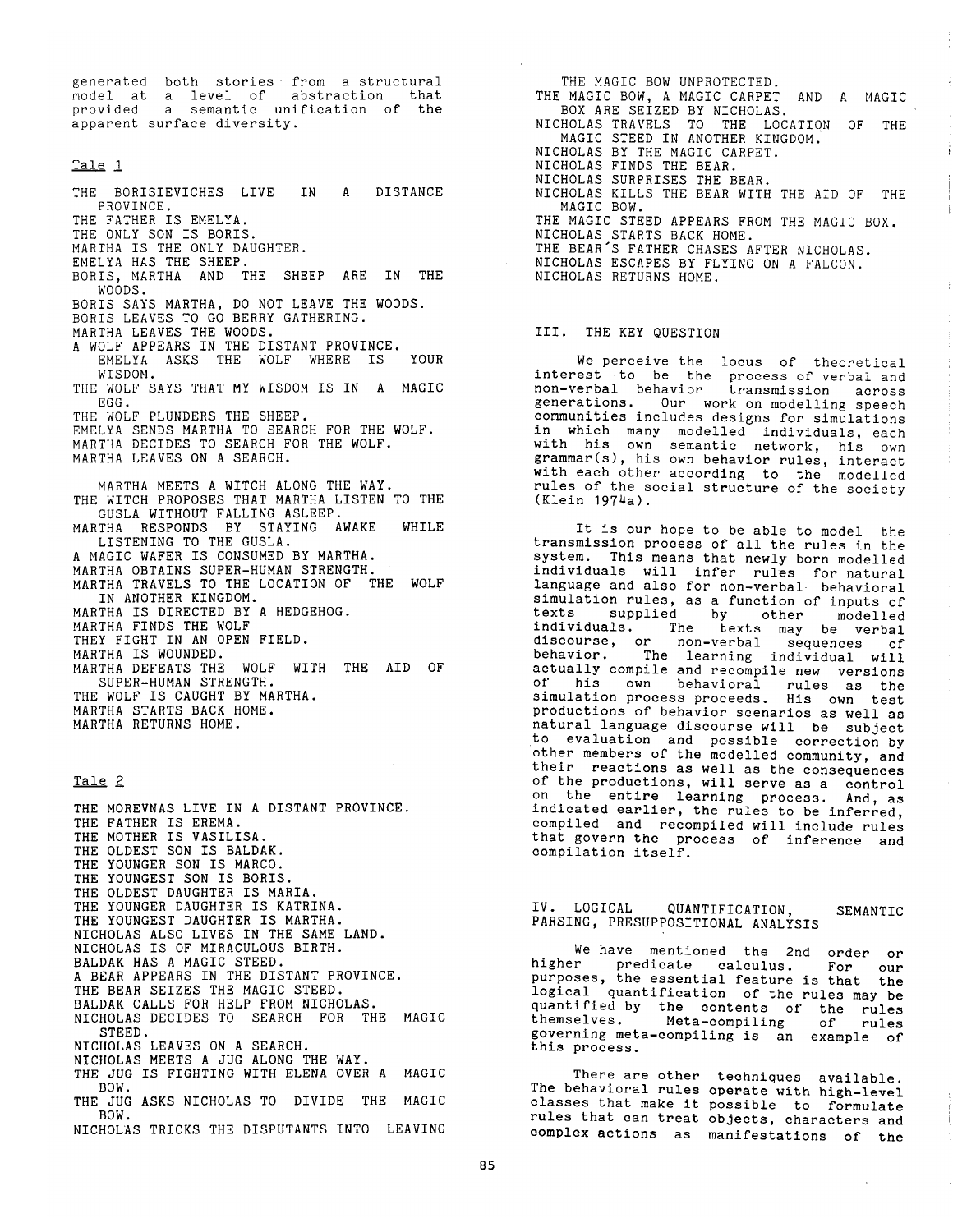generated both stories from a structural model at a level of abstraction that provided a semantic unification of the apparent surface diversity.

## Tale 1

THE BORISIEVICHES LIVE IN A DISTANCE PROVINCE.
THE FATHER IS EMELYA.
THE ONLY SON IS BORIS.
MARTHA IS THE ONLY DAUGHTER.
EMELYA HAS THE SHEEP.
BORIS, MARTHA AND THE SHEEP ARE IN THE WOODS.
BORIS SAYS MARTHA, DO NOT LEAVE THE WOODS.
BORIS LEAVES TO GO BERRY GATHERING.
MARTHA LEAVES THE WOODS.
A WOLF APPEARS IN THE DISTANT PROVINCE.
EMELYA ASKS THE WOLF WHERE IS YOUR WISDOM.
THE WOLF SAYS THAT MY WISDOM IS IN A MAGIC EGG.
THE WOLF PLUNDERS THE SHEEP.
EMELYA SENDS MARTHA TO SEARCH FOR THE WOLF.
MARTHA DECIDES TO SEARCH FOR THE WOLF.
MARTHA LEAVES ON A SEARCH.

MARTHA MEETS A WITCH ALONG THE WAY.
THE WITCH PROPOSES THAT MARTHA LISTEN TO THE GUSLA WITHOUT FALLING ASLEEP.
MARTHA RESPONDS BY STAYING AWAKE WHILE LISTENING TO THE GUSLA.
A MAGIC WAFER IS CONSUMED BY MARTHA.
MARTHA OBTAINS SUPER-HUMAN STRENGTH.
MARTHA TRAVELS TO THE LOCATION OF THE WOLF IN ANOTHER KINGDOM.
MARTHA IS DIRECTED BY A HEDGEHOG.
MARTHA FINDS THE WOLF
THEY FIGHT IN AN OPEN FIELD.
MARTHA IS WOUNDED.
MARTHA DEFEATS THE WOLF WITH THE AID OF SUPER-HUMAN STRENGTH.
THE WOLF IS CAUGHT BY MARTHA.
MARTHA STARTS BACK HOME.
MARTHA RETURNS HOME.

## Tale 2

THE MOREVNAS LIVE IN A DISTANT PROVINCE.
THE FATHER IS EREMA.
THE MOTHER IS VASILISA.
THE OLDEST SON IS BALDAK.
THE YOUNGER SON IS MARCO.
THE YOUNGEST SON IS BORIS.
THE OLDEST DAUGHTER IS MARIA.
THE YOUNGER DAUGHTER IS KATRINA.
THE YOUNGEST DAUGHTER IS MARTHA.
NICHOLAS ALSO LIVES IN THE SAME LAND.
NICHOLAS IS OF MIRACULOUS BIRTH.
BALDAK HAS A MAGIC STEED.
A BEAR APPEARS IN THE DISTANT PROVINCE.
THE BEAR SEIZES THE MAGIC STEED.
BALDAK CALLS FOR HELP FROM NICHOLAS.
NICHOLAS DECIDES TO SEARCH FOR THE MAGIC STEED.
NICHOLAS LEAVES ON A SEARCH.
NICHOLAS MEETS A JUG ALONG THE WAY.
THE JUG IS FIGHTING WITH ELENA OVER A MAGIC BOW.
THE JUG ASKS NICHOLAS TO DIVIDE THE MAGIC BOW.
NICHOLAS TRICKS THE DISPUTANTS INTO LEAVING THE MAGIC BOW UNPROTECTED.
THE MAGIC BOW, A MAGIC CARPET AND A MAGIC BOX ARE SEIZED BY NICHOLAS.
NICHOLAS TRAVELS TO THE LOCATION OF THE MAGIC STEED IN ANOTHER KINGDOM.
NICHOLAS BY THE MAGIC CARPET.
NICHOLAS FINDS THE BEAR.
NICHOLAS SURPRISES THE BEAR.
NICHOLAS KILLS THE BEAR WITH THE AID OF THE MAGIC BOW.
THE MAGIC STEED APPEARS FROM THE MAGIC BOX.
NICHOLAS STARTS BACK HOME.
THE BEAR'S FATHER CHASES AFTER NICHOLAS.
NICHOLAS ESCAPES BY FLYING ON A FALCON.
NICHOLAS RETURNS HOME.

## III. THE KEY QUESTION

We perceive the locus of theoretical interest to be the process of verbal and non-verbal behavior transmission across generations. Our work on modelling speech communities includes designs for simulations in which many modelled individuals, each with his own semantic network, his own grammar(s), his own behavior rules, interact with each other according to the modelled rules of the social structure of the society (Klein 1974a).

It is our hope to be able to model the transmission process of all the rules in the system. This means that newly born modelled individuals will infer rules for natural language and also for non-verbal behavioral simulation rules, as a function of inputs of texts supplied by other modelled individuals. The texts may be verbal discourse, or non-verbal sequences of behavior. The learning individual will actually compile and recompile new versions of his own behavioral rules as the simulation process proceeds. His own test productions of behavior scenarios as well as natural language discourse will be subject to evaluation and possible correction by other members of the modelled community, and their reactions as well as the consequences of the productions, will serve as a control on the entire learning process. And, as indicated earlier, the rules to be inferred, compiled and recompiled will include rules that govern the process of inference and compilation itself.

## IV. LOGICAL QUANTIFICATION, SEMANTIC PARSING, PRESUPPOSITIONAL ANALYSIS

We have mentioned the 2nd order or higher predicate calculus. For our purposes, the essential feature is that the logical quantification of the rules may be quantified by the contents of the rules themselves. Meta-compiling of rules governing meta-compiling is an example of this process.

There are other techniques available. The behavioral rules operate with high-level classes that make it possible to formulate rules that can treat objects, characters and complex actions as manifestations of the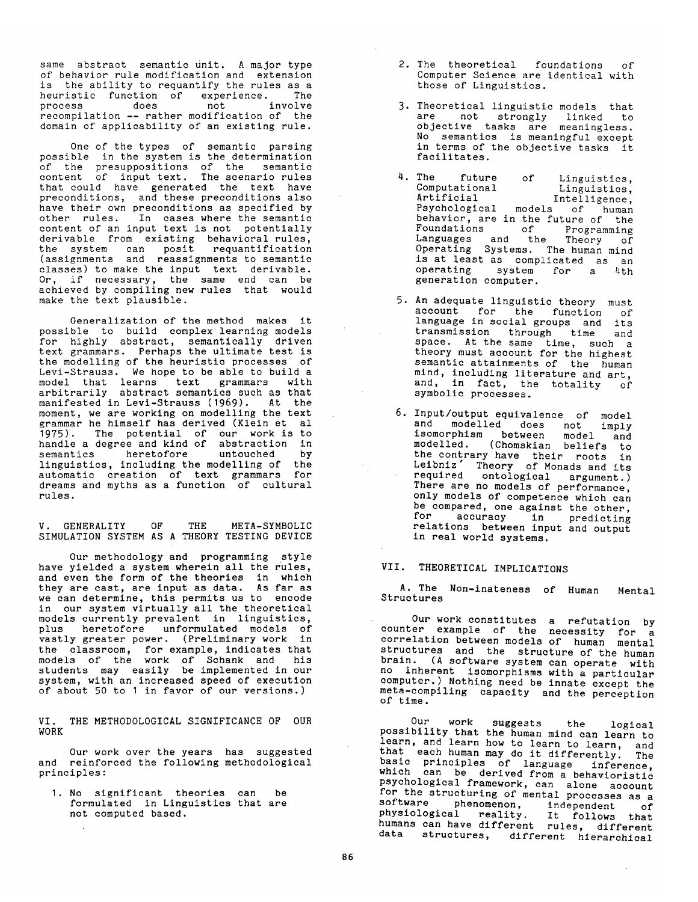same abstract semantic unit. A major type of behavior rule modification and extension is the ability to requantify the rules as a heuristic function of experience. The process does not involve recompilation -- rather modification of the domain of applicability of an existing rule.

One of the types of semantic parsing possible in the system is the determination of the presuppositions of the semantic content of input text. The scenario rules that could have generated the text have preconditions, and these preconditions also have their own preconditions as specified by other rules. In cases where the semantic content of an input text is not potentially derivable from existing behavioral rules, the system can posit requantification (assignments and reassignments to semantic classes) to make the input text derivable. Or, if necessary, the same end can be achieved by compiling new rules that would make the text plausible.

Generalization of the method makes it possible to build complex learning models for highly abstract, semantically driven text grammars. Perhaps the ultimate test is the modelling of the heuristic processes of Levi-Strauss. We hope to be able to build a model that learns text grammars with arbitrarily abstract semantics such as that manifested in Levi-Strauss (1969). At the moment, we are working on modelling the text grammar he himself has derived (Klein et al 1975). The potential of our work is to handle a degree and kind of abstraction in semantics heretofore untouched by linguistics, including the modelling of the automatic creation of text grammars for dreams and myths as a function of cultural rules.

## V. GENERALITY OF THE META-SYMBOLIC SIMULATION SYSTEM AS A THEORY TESTING DEVICE

Our methodology and programming style have yielded a system wherein all the rules, and even the form of the theories in which they are cast, are input as data. As far as we can determine, this permits us to encode in our system virtually all the theoretical models currently prevalent in linguistics, plus heretofore unformulated models of vastly greater power. (Preliminary work in the classroom, for example, indicates that models of the work of Schank and his students may easily be implemented in our system, with an increased speed of execution of about 50 to 1 in favor of our versions.)

## VI. THE METHODOLOGICAL SIGNIFICANCE OF OUR WORK

Our work over the years has suggested and reinforced the following methodological principles:

1. No significant theories can be formulated in Linguistics that are not computed based.
2. The theoretical foundations of Computer Science are identical with those of Linguistics.
3. Theoretical linguistic models that are not strongly linked to objective tasks are meaningless. No semantics is meaningful except in terms of the objective tasks it facilitates.
4. The future of Linguistics, Computational Linguistics, Artificial Intelligence, Psychological models of human behavior, are in the future of the Foundations of Programming Languages and the Theory of Operating Systems. The human mind is at least as complicated as an operating system for a 4th generation computer.
5. An adequate linguistic theory must account for the function of language in social groups and its transmission through time and space. At the same time, such a theory must account for the highest semantic attainments of the human mind, including literature and art, and, in fact, the totality of symbolic processes.
6. Input/output equivalence of model and modelled does not imply isomorphism between model and modelled. (Chomskian beliefs to the contrary have their roots in Leibniz' Theory of Monads and its required ontological argument.) There are no models of performance, only models of competence which can be compared, one against the other, for accuracy in predicting relations between input and output in real world systems.

## VII. THEORETICAL IMPLICATIONS

### A. The Non-inateness of Human Mental Structures

Our work constitutes a refutation by counter example of the necessity for a correlation between models of human mental structures and the structure of the human brain. (A software system can operate with no inherent isomorphisms with a particular computer.) Nothing need be innate except the meta-compiling capacity and the perception of time.

Our work suggests the logical possibility that the human mind can learn to learn, and learn how to learn to learn, and that each human may do it differently. The basic principles of language inference, which can be derived from a behavioristic psychological framework, can alone account for the structuring of mental processes as a software phenomenon, independent of physiological reality. It follows that humans can have different rules, different data structures, different hierarchical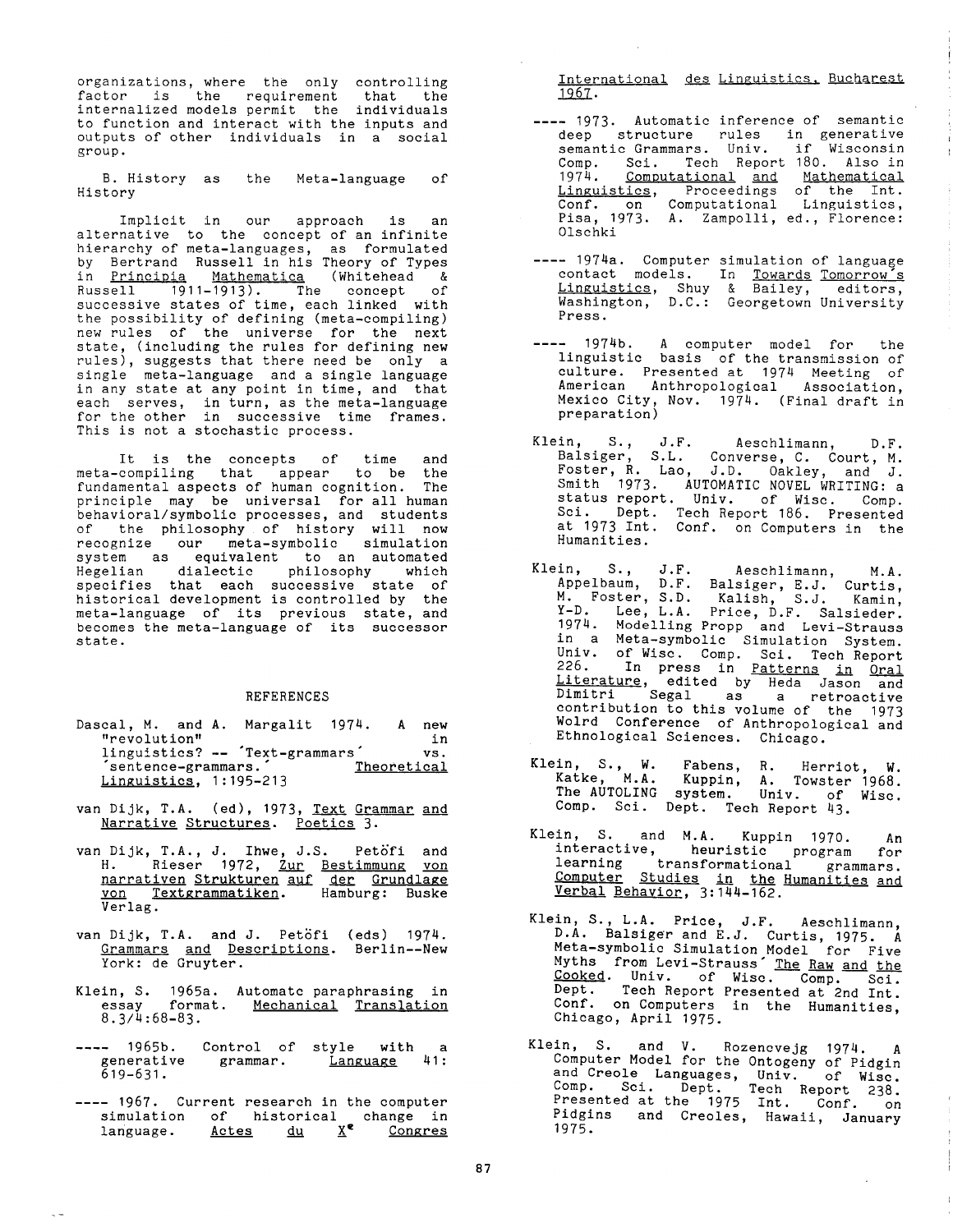organizations, where the only controlling factor is the requirement that the internalized models permit the individuals to function and interact with the inputs and outputs of other individuals in a social group.

B. History as the Meta-language of History

Implicit in our approach is an alternative to the concept of an infinite hierarchy of meta-languages, as formulated by Bertrand Russell in his Theory of Types in Principia Mathematica (Whitehead & Russell 1911-1913). The concept of successive states of time, each linked with the possibility of defining (meta-compiling) new rules of the universe for the next state, (including the rules for defining new rules), suggests that there need be only a single meta-language and a single language in any state at any point in time, and that each serves, in turn, as the meta-language for the other in successive time frames. This is not a stochastic process.

It is the concepts of time and meta-compiling that appear to be the fundamental aspects of human cognition. The principle may be universal for all human behavioral/symbolic processes, and students of the philosophy of history will now recognize our meta-symbolic simulation system as equivalent to an automated Hegelian dialectic philosophy which specifies that each successive state of historical development is controlled by the meta-language of its previous state, and becomes the meta-language of its successor state.

## REFERENCES

Dascal, M. and A. Margalit 1974. A new "revolution" in linguistics? -- 'Text-grammars' vs. 'sentence-grammars.' Theoretical Linguistics, 1:195-213

van Dijk, T.A. (ed), 1973, Text Grammar and Narrative Structures. Poetics 3.

van Dijk, T.A., J. Ihwe, J.S. Petöfi and H. Rieser 1972, Zur Bestimmung von narrativen Strukturen auf der Grundlage von Textgrammatiken. Hamburg: Buske Verlag.

van Dijk, T.A. and J. Petöfi (eds) 1974. Grammars and Descriptions. Berlin--New York: de Gruyter.

Klein, S. 1965a. Automatc paraphrasing in essay format. Mechanical Translation 8.3/4:68-83.

---- 1965b. Control of style with a generative grammar. Language 41: 619-631.

---- 1967. Current research in the computer simulation of historical change in language. Actes du X$^{e}$ Congres International des Linguistics, Bucharest 1967.

---- 1973. Automatic inference of semantic deep structure rules in generative semantic Grammars. Univ. if Wisconsin Comp. Sci. Tech Report 180. Also in 1974. Computational and Mathematical Linguistics, Proceedings of the Int. Conf. on Computational Linguistics, Pisa, 1973. A. Zampolli, ed., Florence: Olschki

---- 1974a. Computer simulation of language contact models. In Towards Tomorrow's Linguistics, Shuy & Bailey, editors, Washington, D.C.: Georgetown University Press.

---- 1974b. A computer model for the linguistic basis of the transmission of culture. Presented at 1974 Meeting of American Anthropological Association, Mexico City, Nov. 1974. (Final draft in preparation)

Klein, S., J.F. Aeschlimann, D.F. Balsiger, S.L. Converse, C. Court, M. Foster, R. Lao, J.D. Oakley, and J. Smith 1973. AUTOMATIC NOVEL WRITING: a status report. Univ. of Wisc. Comp. Sci. Dept. Tech Report 186. Presented at 1973 Int. Conf. on Computers in the Humanities.

Klein, S., J.F. Aeschlimann, M.A. Appelbaum, D.F. Balsiger, E.J. Curtis, M. Foster, S.D. Kalish, S.J. Kamin, Y-D. Lee, L.A. Price, D.F. Salsieder. 1974. Modelling Propp and Levi-Strauss in a Meta-symbolic Simulation System. Univ. of Wisc. Comp. Sci. Tech Report 226. In press in Patterns in Oral Literature, edited by Heda Jason and Dimitri Segal as a retroactive contribution to this volume of the 1973 Wolrd Conference of Anthropological and Ethnological Sciences. Chicago.

Klein, S., W. Fabens, R. Herriot, W. Katke, M.A. Kuppin, A. Towster 1968. The AUTOLING system. Univ. of Wisc. Comp. Sci. Dept. Tech Report 43.

Klein, S. and M.A. Kuppin 1970. An interactive, heuristic program for learning transformational grammars. Computer Studies in the Humanities and Verbal Behavior, 3:144-162.

Klein, S., L.A. Price, J.F. Aeschlimann, D.A. Balsiger and E.J. Curtis, 1975. A Meta-symbolic Simulation Model for Five Myths from Levi-Strauss' The Raw and the Cooked. Univ. of Wisc. Comp. Sci. Dept. Tech Report Presented at 2nd Int. Conf. on Computers in the Humanities, Chicago, April 1975.

Klein, S. and V. Rozencvejg 1974. A Computer Model for the Ontogeny of Pidgin and Creole Languages, Univ. of Wisc. Comp. Sci. Dept. Tech Report 238. Presented at the 1975 Int. Conf. on Pidgins and Creoles, Hawaii, January 1975.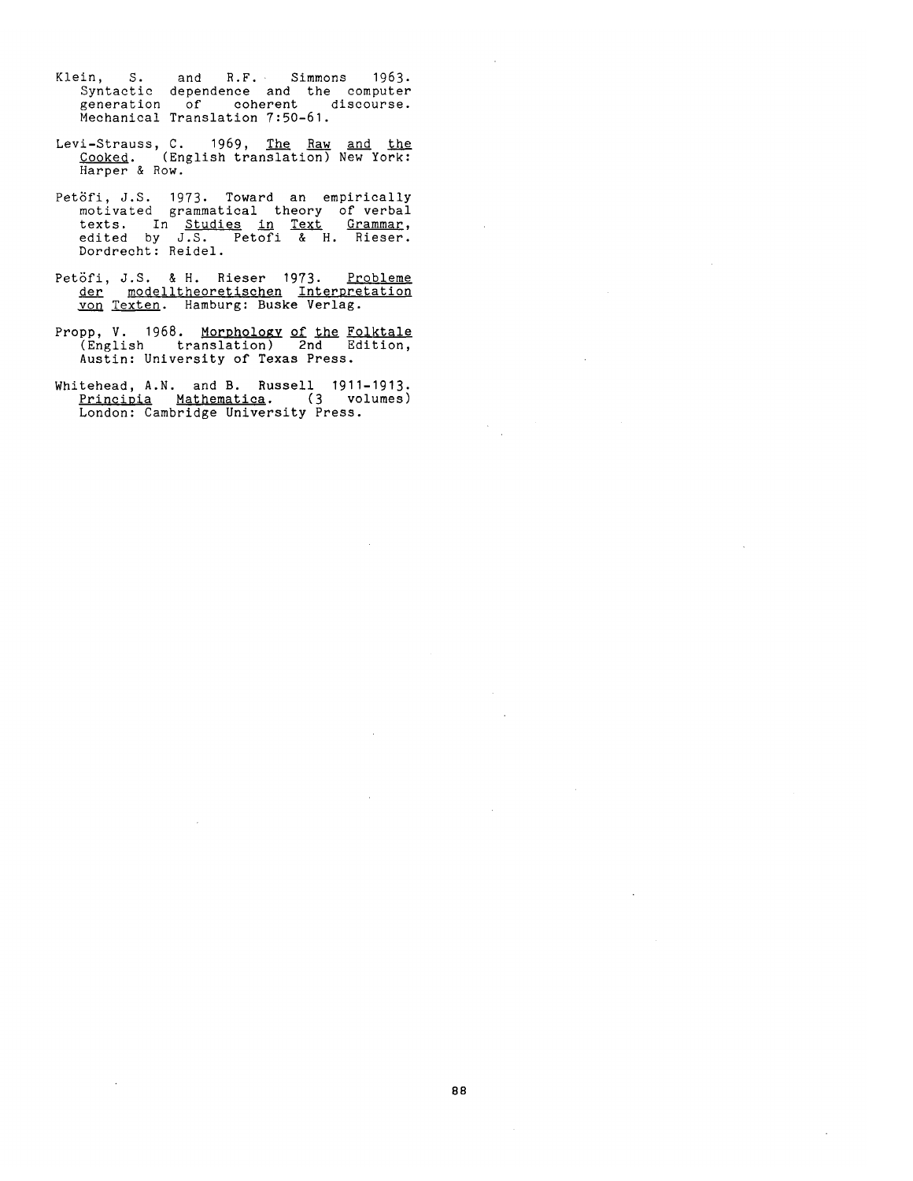Klein, S. and R.F. Simmons 1963. Syntactic dependence and the computer generation of coherent discourse. Mechanical Translation 7:50-61.

Levi-Strauss, C. 1969, The Raw and the Cooked. (English translation) New York: Harper & Row.

Petöfi, J.S. 1973. Toward an empirically motivated grammatical theory of verbal texts. In Studies in Text Grammar, edited by J.S. Petofi & H. Rieser. Dordrecht: Reidel.

Petöfi, J.S. & H. Rieser 1973. Probleme der modelltheoretischen Interpretation von Texten. Hamburg: Buske Verlag.

Propp, V. 1968. Morphology of the Folktale (English translation) 2nd Edition, Austin: University of Texas Press.

Whitehead, A.N. and B. Russell 1911-1913. Principia Mathematica. (3 volumes) London: Cambridge University Press.